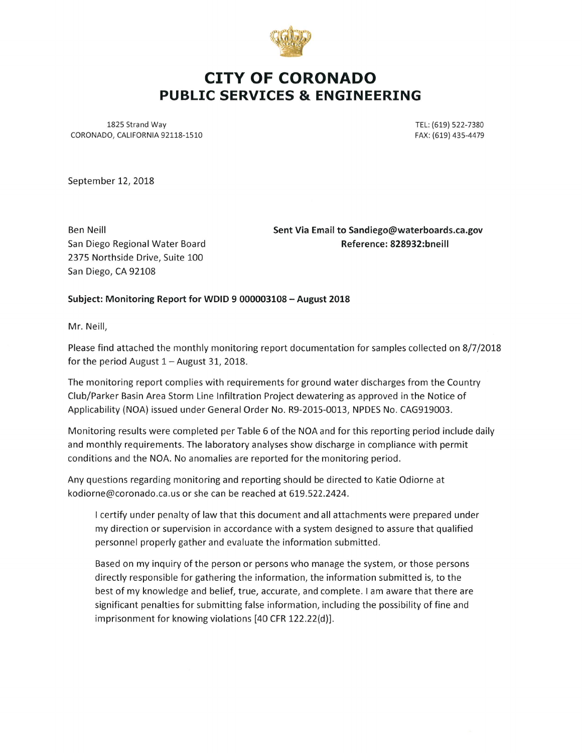# CITY OF CORONADO
## PUBLIC SERVICES & ENGINEERING

1825 Strand Way
CORONADO, CALIFORNIA 92118-1510

TEL: (619) 522-7380
FAX: (619) 435-4479

September 12, 2018

Ben Neill
San Diego Regional Water Board
2375 Northside Drive, Suite 100
San Diego, CA 92108

**Sent Via Email to Sandiego@waterboards.ca.gov**
**Reference: 828932:bneill**

**Subject: Monitoring Report for WDID 9 000003108 – August 2018**

Mr. Neill,

Please find attached the monthly monitoring report documentation for samples collected on 8/7/2018 for the period August 1 – August 31, 2018.

The monitoring report complies with requirements for ground water discharges from the Country Club/Parker Basin Area Storm Line Infiltration Project dewatering as approved in the Notice of Applicability (NOA) issued under General Order No. R9-2015-0013, NPDES No. CAG919003.

Monitoring results were completed per Table 6 of the NOA and for this reporting period include daily and monthly requirements. The laboratory analyses show discharge in compliance with permit conditions and the NOA. No anomalies are reported for the monitoring period.

Any questions regarding monitoring and reporting should be directed to Katie Odiorne at kodiorne@coronado.ca.us or she can be reached at 619.522.2424.

> I certify under penalty of law that this document and all attachments were prepared under my direction or supervision in accordance with a system designed to assure that qualified personnel properly gather and evaluate the information submitted.
>
> Based on my inquiry of the person or persons who manage the system, or those persons directly responsible for gathering the information, the information submitted is, to the best of my knowledge and belief, true, accurate, and complete. I am aware that there are significant penalties for submitting false information, including the possibility of fine and imprisonment for knowing violations [40 CFR 122.22(d)].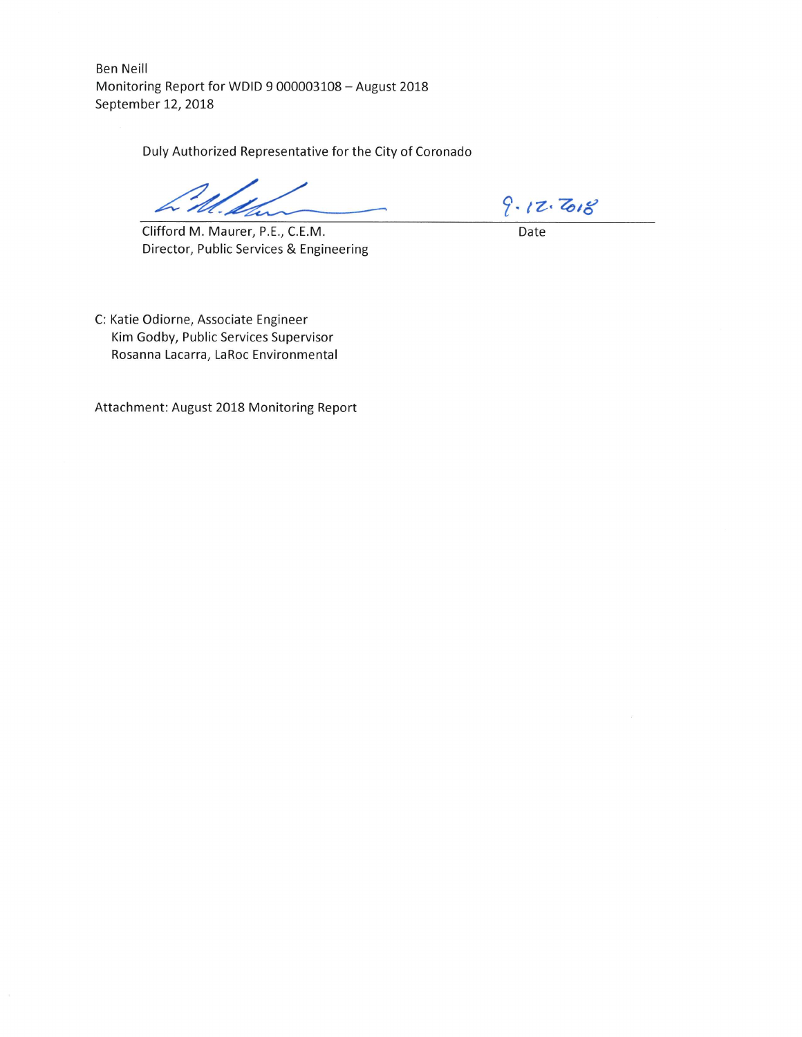Ben Neill
Monitoring Report for WDID 9 000003108 – August 2018
September 12, 2018

Duly Authorized Representative for the City of Coronado

Clifford M. Maurer, P.E., C.E.M.
Director, Public Services & Engineering

9.12.2018
Date

C: Katie Odiorne, Associate Engineer
Kim Godby, Public Services Supervisor
Rosanna Lacarra, LaRoc Environmental

Attachment: August 2018 Monitoring Report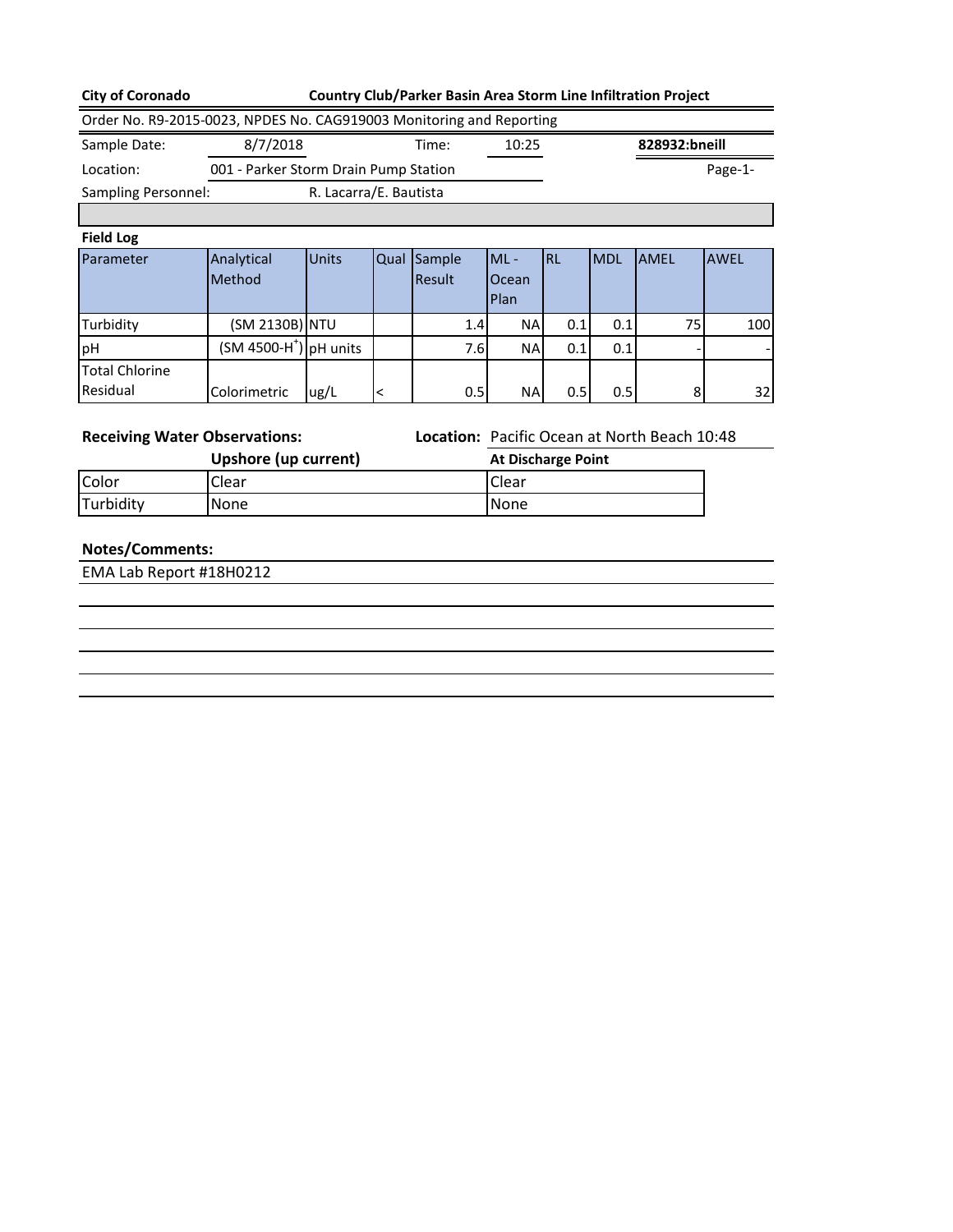**City of Coronado** **Country Club/Parker Basin Area Storm Line Infiltration Project**

Order No. R9-2015-0023, NPDES No. CAG919003 Monitoring and Reporting

| Sample Date: | 8/7/2018 | Time: | 10:25 | **828932:bneill** |
|---|---|---|---|---|
| Location: | 001 - Parker Storm Drain Pump Station | | | Page-1- |
| Sampling Personnel: | R. Lacarra/E. Bautista | | | |

**Field Log**

| Parameter | Analytical Method | Units | Qual | Sample Result | ML - Ocean Plan | RL | MDL | AMEL | AWEL |
|---|---|---|---|---|---|---|---|---|---|
| Turbidity | (SM 2130B) | NTU | | 1.4 | NA | 0.1 | 0.1 | 75 | 100 |
| pH | (SM 4500-$H^+$) | pH units | | 7.6 | NA | 0.1 | 0.1 | - | - |
| Total Chlorine Residual | Colorimetric | ug/L | < | 0.5 | NA | 0.5 | 0.5 | 8 | 32 |

**Receiving Water Observations:** **Location:** Pacific Ocean at North Beach 10:48

| | Upshore (up current) | At Discharge Point |
|---|---|---|
| Color | Clear | Clear |
| Turbidity | None | None |

**Notes/Comments:**

EMA Lab Report #18H0212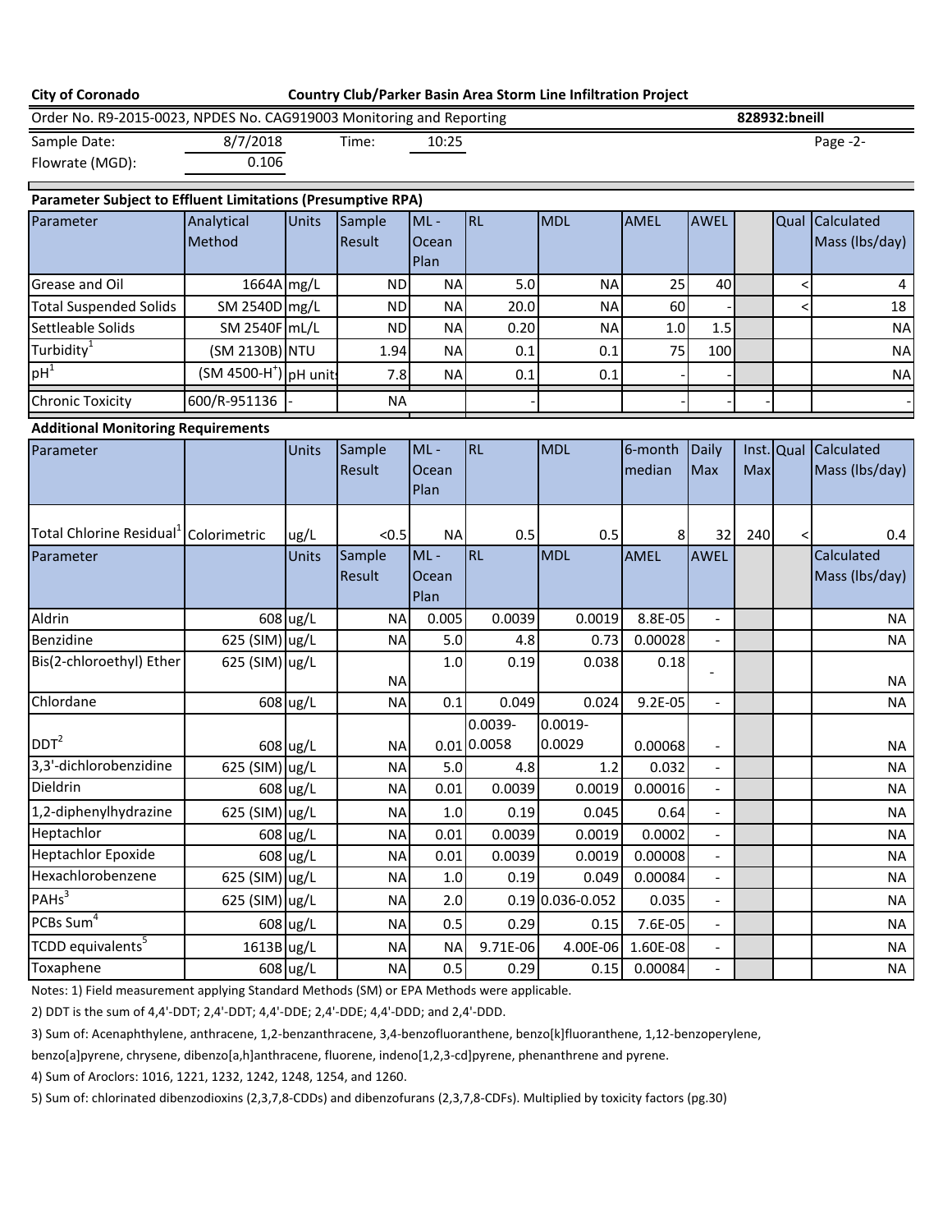**City of Coronado** | **Country Club/Parker Basin Area Storm Line Infiltration Project**

Order No. R9-2015-0023, NPDES No. CAG919003 Monitoring and Reporting | **828932:bneill**

Sample Date: 8/7/2018 | Time: 10:25

Flowrate (MGD): 0.106

### Parameter Subject to Effluent Limitations (Presumptive RPA)

| Parameter | Analytical Method | Units | Sample Result | ML - Ocean Plan | RL | MDL | AMEL | AWEL | | Qual | Calculated Mass (lbs/day) |
|---|---|---|---|---|---|---|---|---|---|---|---|
| Grease and Oil | 1664A | mg/L | ND | NA | 5.0 | NA | 25 | 40 | | < | 4 |
| Total Suspended Solids | SM 2540D | mg/L | ND | NA | 20.0 | NA | 60 | - | | < | 18 |
| Settleable Solids | SM 2540F | mL/L | ND | NA | 0.20 | NA | 1.0 | 1.5 | | | NA |
| Turbidity[1] | (SM 2130B) | NTU | 1.94 | NA | 0.1 | 0.1 | 75 | 100 | | | NA |
| pH[1] | (SM 4500-$H^{+}$) | pH units | 7.8 | NA | 0.1 | 0.1 | - | - | | | NA |
| Chronic Toxicity | 600/R-951136 | - | NA | | - | | - | - | - | | - |

### Additional Monitoring Requirements

| Parameter | | Units | Sample Result | ML - Ocean Plan | RL | MDL | 6-month median | Daily Max | Inst. Max | Qual | Calculated Mass (lbs/day) |
|---|---|---|---|---|---|---|---|---|---|---|---|
| Total Chlorine Residual[1] | Colorimetric | ug/L | <0.5 | NA | 0.5 | 0.5 | 8 | 32 | 240 | < | 0.4 |

| Parameter | | Units | Sample Result | ML - Ocean Plan | RL | MDL | AMEL | AWEL | | | Calculated Mass (lbs/day) |
|---|---|---|---|---|---|---|---|---|---|---|---|
| Aldrin | 608 | ug/L | NA | 0.005 | 0.0039 | 0.0019 | 8.8E-05 | - | | | NA |
| Benzidine | 625 (SIM) | ug/L | NA | 5.0 | 4.8 | 0.73 | 0.00028 | - | | | NA |
| Bis(2-chloroethyl) Ether | 625 (SIM) | ug/L | NA | 1.0 | 0.19 | 0.038 | 0.18 | - | | | NA |
| Chlordane | 608 | ug/L | NA | 0.1 | 0.049 | 0.024 | 9.2E-05 | - | | | NA |
| DDT[2] | 608 | ug/L | NA | 0.01 | 0.0039-0.0058 | 0.0019-0.0029 | 0.00068 | - | | | NA |
| 3,3'-dichlorobenzidine | 625 (SIM) | ug/L | NA | 5.0 | 4.8 | 1.2 | 0.032 | - | | | NA |
| Dieldrin | 608 | ug/L | NA | 0.01 | 0.0039 | 0.0019 | 0.00016 | - | | | NA |
| 1,2-diphenylhydrazine | 625 (SIM) | ug/L | NA | 1.0 | 0.19 | 0.045 | 0.64 | - | | | NA |
| Heptachlor | 608 | ug/L | NA | 0.01 | 0.0039 | 0.0019 | 0.0002 | - | | | NA |
| Heptachlor Epoxide | 608 | ug/L | NA | 0.01 | 0.0039 | 0.0019 | 0.00008 | - | | | NA |
| Hexachlorobenzene | 625 (SIM) | ug/L | NA | 1.0 | 0.19 | 0.049 | 0.00084 | - | | | NA |
| PAHs[3] | 625 (SIM) | ug/L | NA | 2.0 | 0.19 | 0.036-0.052 | 0.035 | - | | | NA |
| PCBs Sum[4] | 608 | ug/L | NA | 0.5 | 0.29 | 0.15 | 7.6E-05 | - | | | NA |
| TCDD equivalents[5] | 1613B | ug/L | NA | NA | 9.71E-06 | 4.00E-06 | 1.60E-08 | - | | | NA |
| Toxaphene | 608 | ug/L | NA | 0.5 | 0.29 | 0.15 | 0.00084 | - | | | NA |

Notes: 1) Field measurement applying Standard Methods (SM) or EPA Methods were applicable.

2) DDT is the sum of 4,4'-DDT; 2,4'-DDT; 4,4'-DDE; 2,4'-DDE; 4,4'-DDD; and 2,4'-DDD.

3) Sum of: Acenaphthylene, anthracene, 1,2-benzanthracene, 3,4-benzofluoranthene, benzo[k]fluoranthene, 1,12-benzoperylene, benzo[a]pyrene, chrysene, dibenzo[a,h]anthracene, fluorene, indeno[1,2,3-cd]pyrene, phenanthrene and pyrene.

4) Sum of Aroclors: 1016, 1221, 1232, 1242, 1248, 1254, and 1260.

5) Sum of: chlorinated dibenzodioxins (2,3,7,8-CDDs) and dibenzofurans (2,3,7,8-CDFs). Multiplied by toxicity factors (pg.30)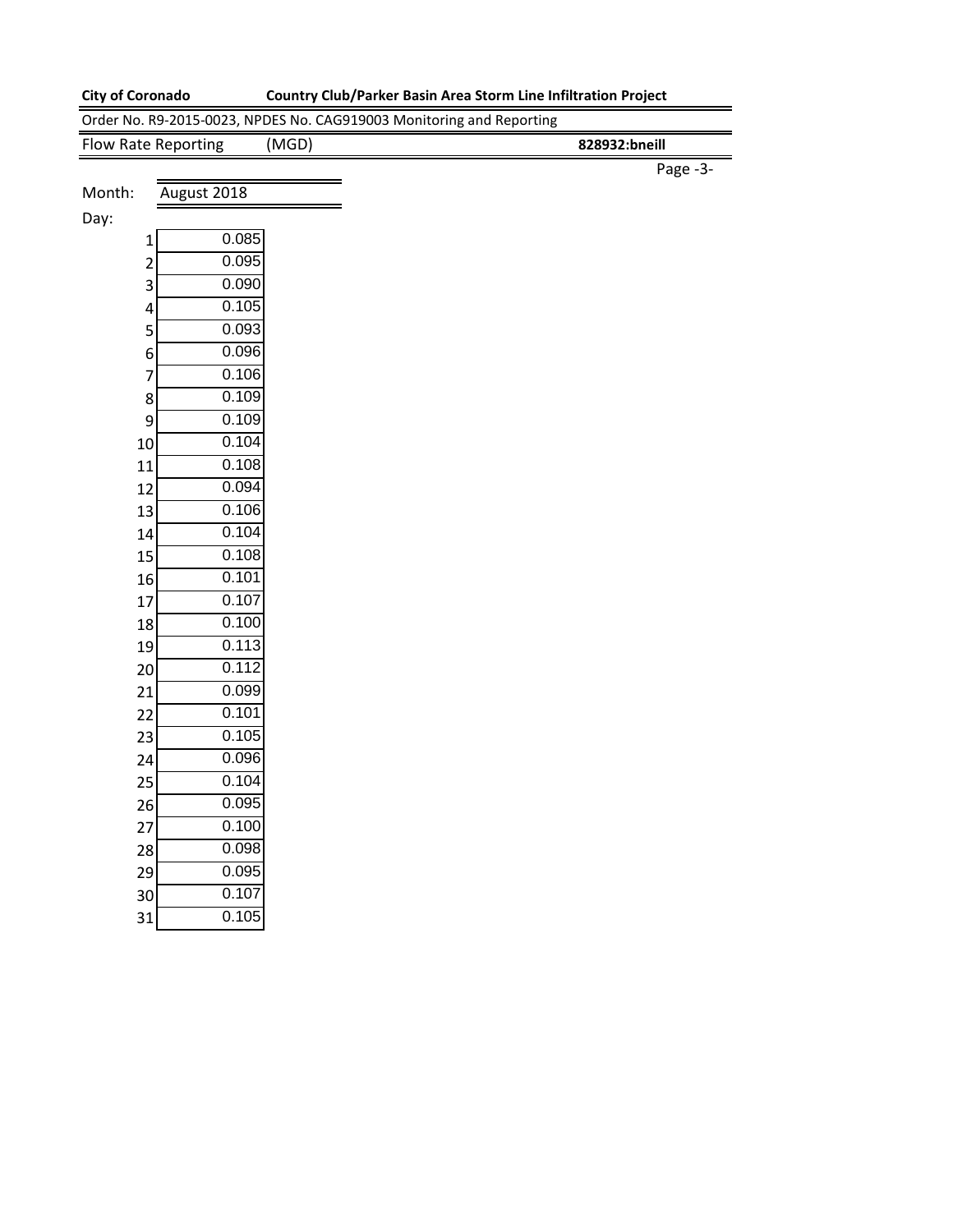**City of Coronado** **Country Club/Parker Basin Area Storm Line Infiltration Project**

Order No. R9-2015-0023, NPDES No. CAG919003 Monitoring and Reporting

Flow Rate Reporting (MGD) **828932:bneill**

Month: August 2018

| Day: | |
|---|---|
| 1 | 0.085 |
| 2 | 0.095 |
| 3 | 0.090 |
| 4 | 0.105 |
| 5 | 0.093 |
| 6 | 0.096 |
| 7 | 0.106 |
| 8 | 0.109 |
| 9 | 0.109 |
| 10 | 0.104 |
| 11 | 0.108 |
| 12 | 0.094 |
| 13 | 0.106 |
| 14 | 0.104 |
| 15 | 0.108 |
| 16 | 0.101 |
| 17 | 0.107 |
| 18 | 0.100 |
| 19 | 0.113 |
| 20 | 0.112 |
| 21 | 0.099 |
| 22 | 0.101 |
| 23 | 0.105 |
| 24 | 0.096 |
| 25 | 0.104 |
| 26 | 0.095 |
| 27 | 0.100 |
| 28 | 0.098 |
| 29 | 0.095 |
| 30 | 0.107 |
| 31 | 0.105 |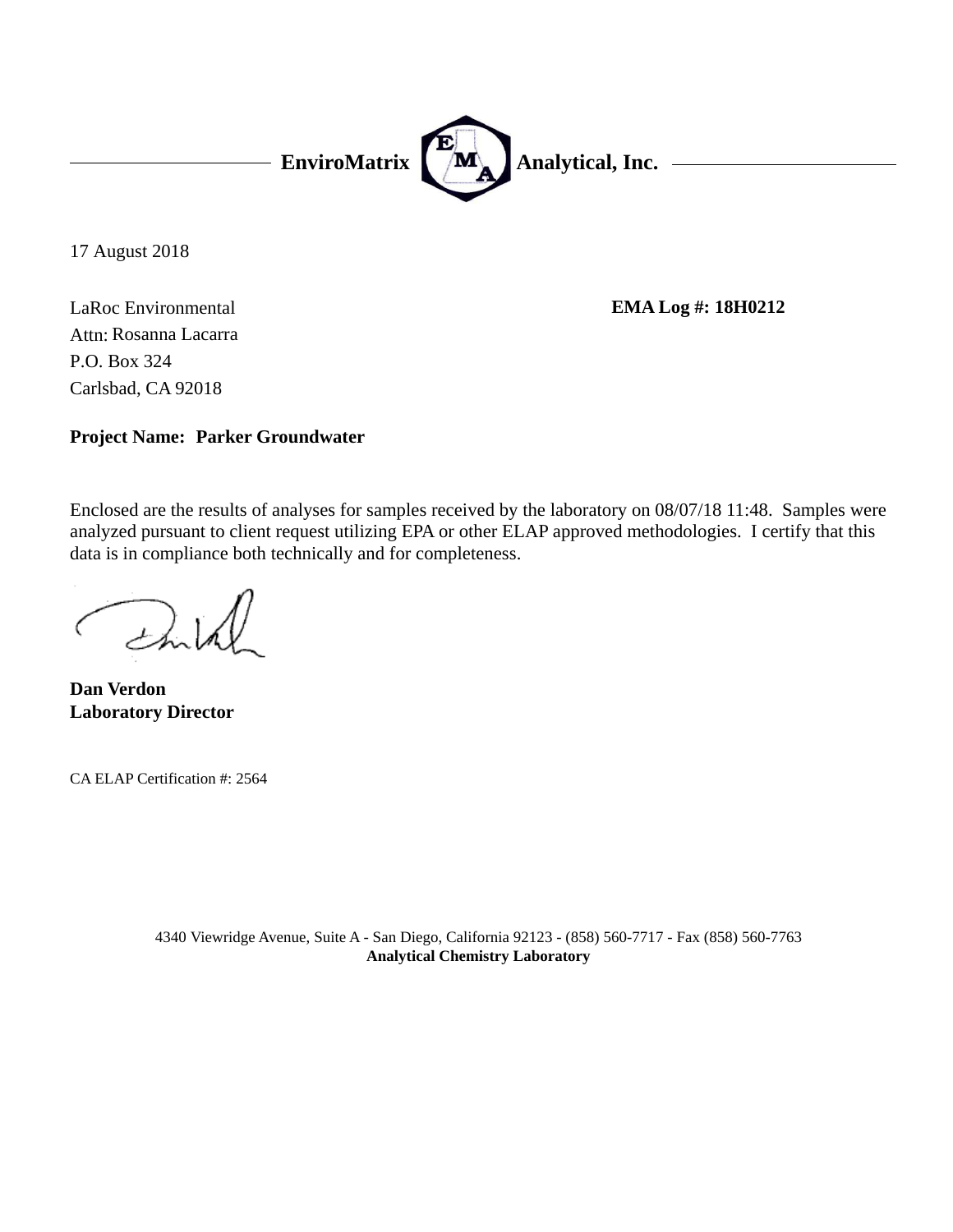**EnviroMatrix Analytical, Inc.**

17 August 2018

LaRoc Environmental
Attn: Rosanna Lacarra
P.O. Box 324
Carlsbad, CA 92018

**EMA Log #: 18H0212**

**Project Name: Parker Groundwater**

Enclosed are the results of analyses for samples received by the laboratory on 08/07/18 11:48. Samples were analyzed pursuant to client request utilizing EPA or other ELAP approved methodologies. I certify that this data is in compliance both technically and for completeness.

**Dan Verdon**
**Laboratory Director**

CA ELAP Certification #: 2564

4340 Viewridge Avenue, Suite A - San Diego, California 92123 - (858) 560-7717 - Fax (858) 560-7763
**Analytical Chemistry Laboratory**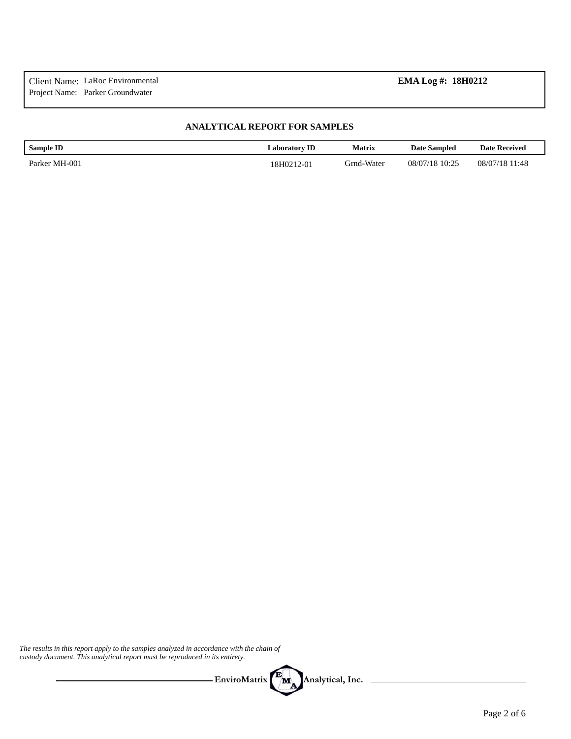Client Name: LaRoc Environmental  
Project Name: Parker Groundwater

**EMA Log #: 18H0212**

## ANALYTICAL REPORT FOR SAMPLES

| Sample ID | Laboratory ID | Matrix | Date Sampled | Date Received |
|---|---|---|---|---|
| Parker MH-001 | 18H0212-01 | Grnd-Water | 08/07/18 10:25 | 08/07/18 11:48 |

*The results in this report apply to the samples analyzed in accordance with the chain of custody document. This analytical report must be reproduced in its entirety.*

**EnviroMatrix Analytical, Inc.**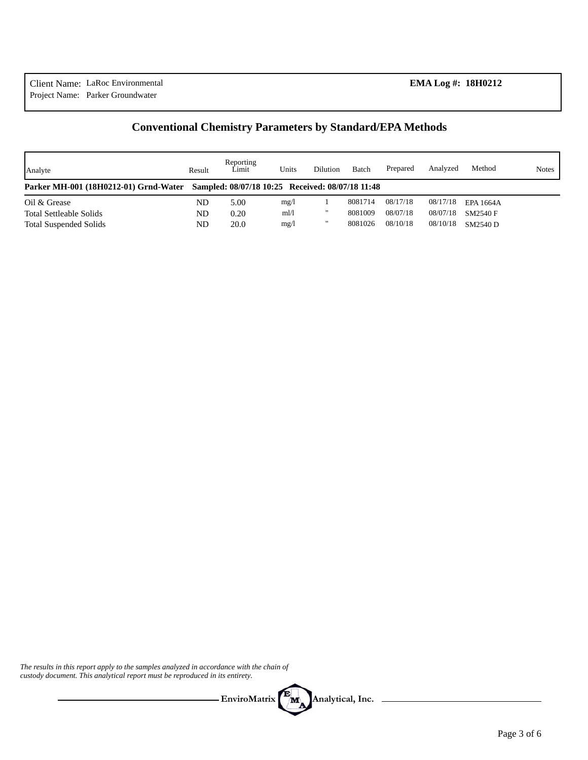Client Name: LaRoc Environmental

Project Name: Parker Groundwater

**EMA Log #: 18H0212**

## Conventional Chemistry Parameters by Standard/EPA Methods

| Analyte | Result | Reporting Limit | Units | Dilution | Batch | Prepared | Analyzed | Method | Notes |
|---|---|---|---|---|---|---|---|---|---|
| **Parker MH-001 (18H0212-01) Grnd-Water** | **Sampled: 08/07/18 10:25** | **Received: 08/07/18 11:48** | | | | | | | |
| Oil & Grease | ND | 5.00 | mg/l | 1 | 8081714 | 08/17/18 | 08/17/18 | EPA 1664A | |
| Total Settleable Solids | ND | 0.20 | ml/l | " | 8081009 | 08/07/18 | 08/07/18 | SM2540 F | |
| Total Suspended Solids | ND | 20.0 | mg/l | " | 8081026 | 08/10/18 | 08/10/18 | SM2540 D | |

*The results in this report apply to the samples analyzed in accordance with the chain of custody document. This analytical report must be reproduced in its entirety.*

**EnviroMatrix Analytical, Inc.**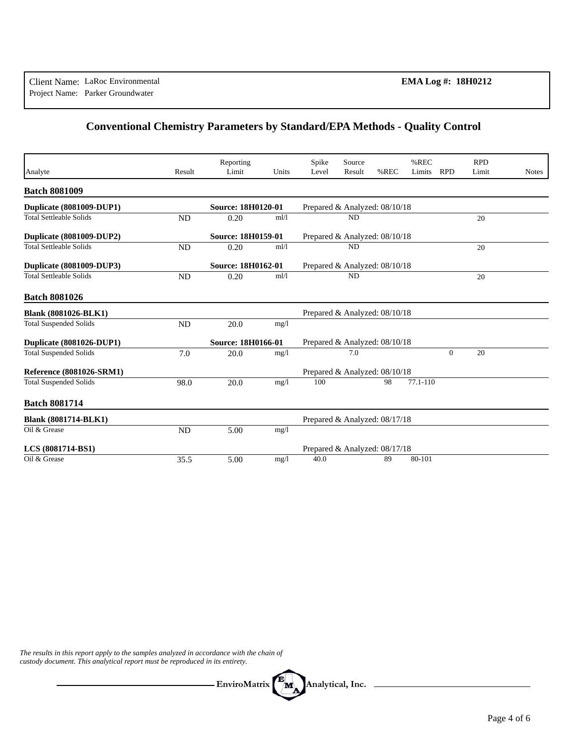Client Name: LaRoc Environmental
Project Name: Parker Groundwater

**EMA Log #: 18H0212**

## Conventional Chemistry Parameters by Standard/EPA Methods - Quality Control

| Analyte | Result | Reporting Limit | Units | Spike Level | Source Result | %REC | %REC Limits | RPD | RPD Limit | Notes |
|---|---|---|---|---|---|---|---|---|---|---|
| **Batch 8081009** | | | | | | | | | | |
| **Duplicate (8081009-DUP1)** | | **Source: 18H0120-01** | | Prepared & Analyzed: 08/10/18 | | | | | | |
| Total Settleable Solids | ND | 0.20 | ml/l | | ND | | | | 20 | |
| **Duplicate (8081009-DUP2)** | | **Source: 18H0159-01** | | Prepared & Analyzed: 08/10/18 | | | | | | |
| Total Settleable Solids | ND | 0.20 | ml/l | | ND | | | | 20 | |
| **Duplicate (8081009-DUP3)** | | **Source: 18H0162-01** | | Prepared & Analyzed: 08/10/18 | | | | | | |
| Total Settleable Solids | ND | 0.20 | ml/l | | ND | | | | 20 | |
| **Batch 8081026** | | | | | | | | | | |
| **Blank (8081026-BLK1)** | | | | Prepared & Analyzed: 08/10/18 | | | | | | |
| Total Suspended Solids | ND | 20.0 | mg/l | | | | | | | |
| **Duplicate (8081026-DUP1)** | | **Source: 18H0166-01** | | Prepared & Analyzed: 08/10/18 | | | | | | |
| Total Suspended Solids | 7.0 | 20.0 | mg/l | | 7.0 | | | 0 | 20 | |
| **Reference (8081026-SRM1)** | | | | Prepared & Analyzed: 08/10/18 | | | | | | |
| Total Suspended Solids | 98.0 | 20.0 | mg/l | 100 | | 98 | 77.1-110 | | | |
| **Batch 8081714** | | | | | | | | | | |
| **Blank (8081714-BLK1)** | | | | Prepared & Analyzed: 08/17/18 | | | | | | |
| Oil & Grease | ND | 5.00 | mg/l | | | | | | | |
| **LCS (8081714-BS1)** | | | | Prepared & Analyzed: 08/17/18 | | | | | | |
| Oil & Grease | 35.5 | 5.00 | mg/l | 40.0 | | 89 | 80-101 | | | |

*The results in this report apply to the samples analyzed in accordance with the chain of custody document. This analytical report must be reproduced in its entirety.*

EnviroMatrix Analytical, Inc.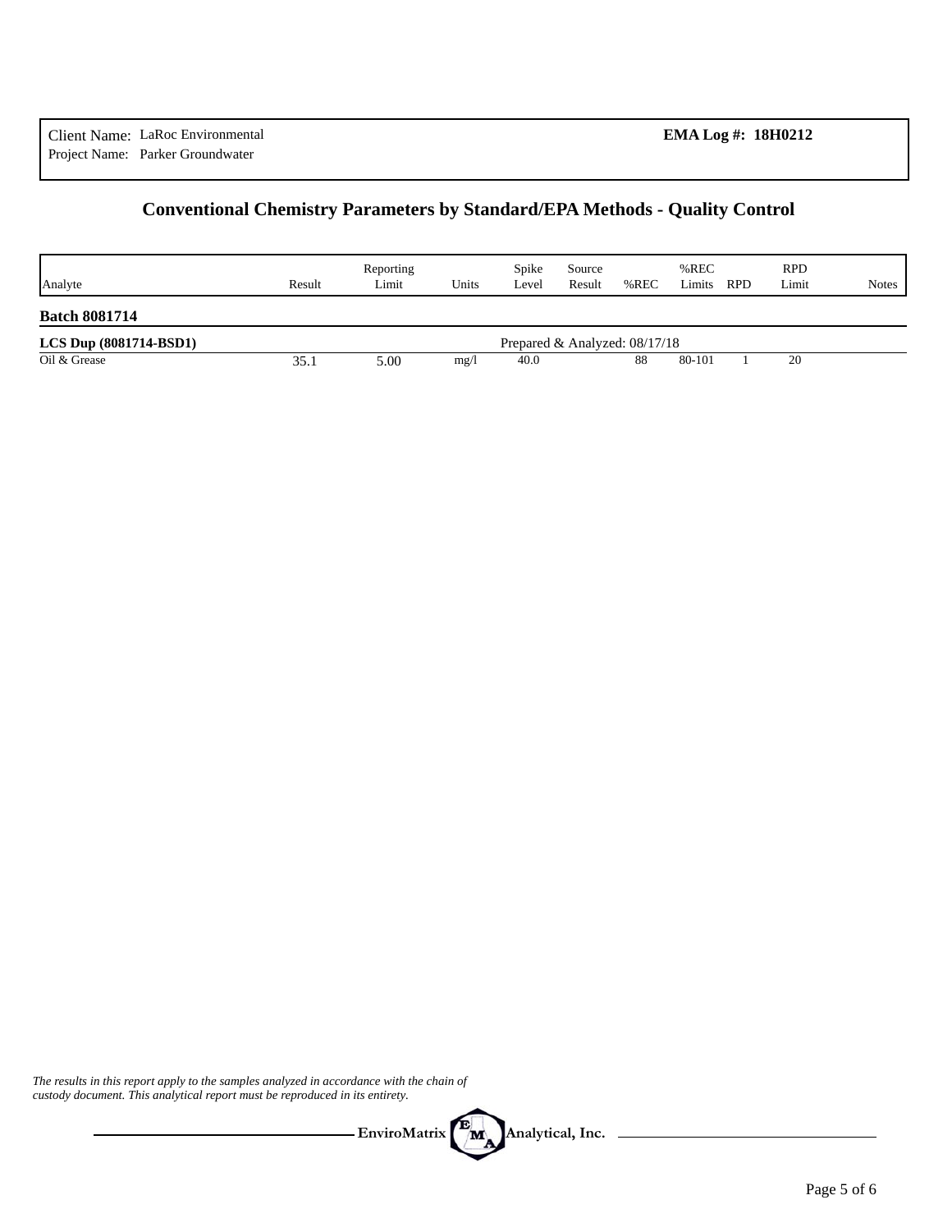Client Name: LaRoc Environmental
Project Name: Parker Groundwater

**EMA Log #: 18H0212**

## Conventional Chemistry Parameters by Standard/EPA Methods - Quality Control

| Analyte | Result | Reporting Limit | Units | Spike Level | Source Result | %REC | %REC Limits | RPD | RPD Limit | Notes |
|---|---|---|---|---|---|---|---|---|---|---|
| **Batch 8081714** | | | | | | | | | | |
| **LCS Dup (8081714-BSD1)** | | | | Prepared & Analyzed: 08/17/18 | | | | | | |
| Oil & Grease | 35.1 | 5.00 | mg/l | 40.0 | | 88 | 80-101 | 1 | 20 | |

*The results in this report apply to the samples analyzed in accordance with the chain of custody document. This analytical report must be reproduced in its entirety.*

**EnviroMatrix Analytical, Inc.**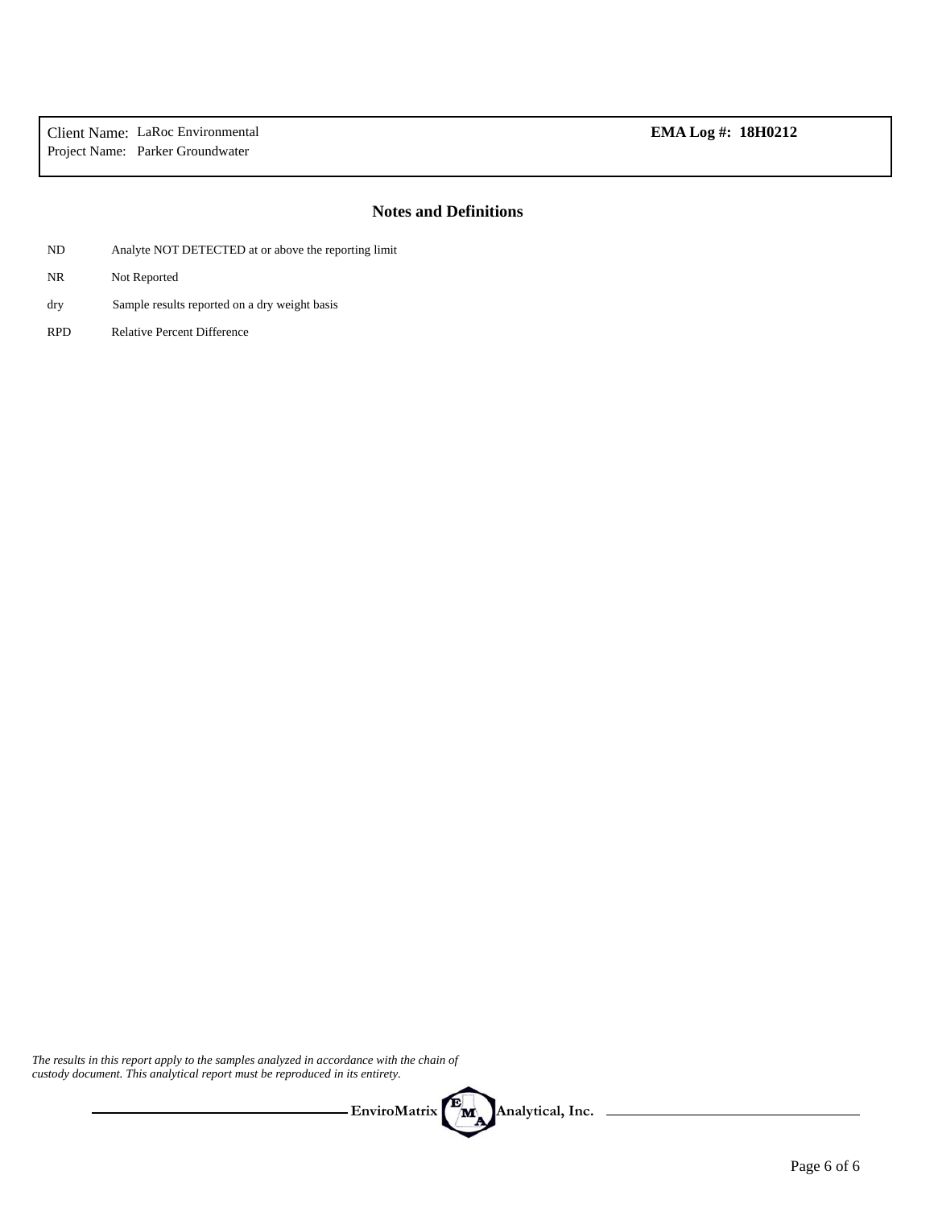Client Name: LaRoc Environmental
Project Name: Parker Groundwater

**EMA Log #: 18H0212**

## Notes and Definitions

| | |
|---|---|
| ND | Analyte NOT DETECTED at or above the reporting limit |
| NR | Not Reported |
| dry | Sample results reported on a dry weight basis |
| RPD | Relative Percent Difference |

*The results in this report apply to the samples analyzed in accordance with the chain of custody document. This analytical report must be reproduced in its entirety.*

**EnviroMatrix Analytical, Inc.**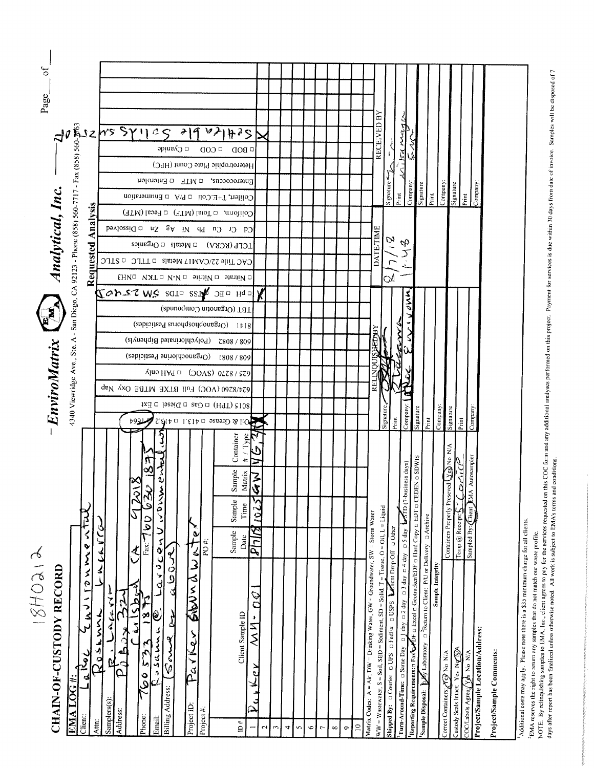18H0212

# CHAIN-OF-CUSTODY RECORD

**EnviroMatrix Analytical, Inc.**

4340 Viewridge Ave., Ste. A - San Diego, CA 92123 - Phone (858) 560-7717 - Fax (858) 560-7763

| | |
|---|---|
| EMA LOG #: | |
| Client: | LaRoc Environmental |
| Attn: | Rosanne Lacarra |
| Sampler(s): | R. Lacarra |
| Address: | PO Box 324, Carlsbad CA 92018 |
| Phone: | 760 533 1875 |
| Fax: | 760 630 1875 |
| Email: | Rosanne@Larocenvironmental.com |
| Billing Address: | (Same as above) |
| Project ID: | Parker Groundwater |
| Project #: | |
| PO #: | |

**Requested Analysis**

| ID # | Client Sample ID | Sample Date | Sample Time | Sample Matrix | Container # / Type | Oil & Grease □ 413.1 □ 413.2 □ 1664 | 8015 (TPH) □ Gas □ Diesel □ Ext | 624/8260 (VOC) Full BTXE MTBE Oxy Nap | 625 / 8270 (SVOC) □ PAH only | 608 / 8081 (Organochlorine Pesticides) | 608 / 8082 (Polychlorinated Biphenyls) | 8141 (Organophosphorus Pesticides) | TBT (Organotin Compounds) | □ pH □ EC □ TSS □ TDS SM 2540 | □ Nitrate □ Nitrite □ N-N □ TKN □ NH3 | CAC Title 22/CAM17 Metals □ TTLC □ STLC | TCLP (RCRA) □ Metals □ Organics | Cd Cr Cu Pb Ni Ag Zn □ Dissolved | Coliform, □ Total (MTF) □ Fecal (MTF) | Coliert, T+E.Coli □ P/A □ Enumeration | Enterococcus, □ MTF □ Enterolert | Heterotrophic Plate Count (HPC) | □ BOD □ COD □ Cyanide | Settleable Solids SM 2540 | | | | | |
|---|---|---|---|---|---|---|---|---|---|---|---|---|---|---|---|---|---|---|---|---|---|---|---|---|---|---|---|---|---|
| 1 | Parker MW-001 | 8/7/18 | 1025 | GW | 1G, 2 | X | | | | | | | | X | | | | | | | | | | X | | | | | |
| 2 | | | | | | | | | | | | | | | | | | | | | | | | | | | | | |
| 3 | | | | | | | | | | | | | | | | | | | | | | | | | | | | | |
| 4 | | | | | | | | | | | | | | | | | | | | | | | | | | | | | |
| 5 | | | | | | | | | | | | | | | | | | | | | | | | | | | | | |
| 6 | | | | | | | | | | | | | | | | | | | | | | | | | | | | | |
| 7 | | | | | | | | | | | | | | | | | | | | | | | | | | | | | |
| 8 | | | | | | | | | | | | | | | | | | | | | | | | | | | | | |
| 9 | | | | | | | | | | | | | | | | | | | | | | | | | | | | | |
| 10 | | | | | | | | | | | | | | | | | | | | | | | | | | | | | |

Matrix Codes: A = Air, DW = Drinking Water, GW = Groundwater, SW = Storm Water
WW = Wastewater, S = Soil, SED = Sediment, SD = Solid, T = Tissue, O = Oil, L = Liquid

Shipped By: □ Courier □ UPS □ FedEx □ USPS ☑ Client Drop Off □ Other

[1]Turn-Around-Time: □ Same Day □ 1 day □ 2 day □ 3 day □ 4 day □ 5 day ☑ STD (7-business days)

[2]Reporting Requirements: □ Fax ☑ PDF □ Excel □ Geotracker/EDF □ Hard Copy □ EDT □ CEDEN □ SDWIS

[3]Sample Disposal: ☑ By Laboratory □ [3]Return to Client: P/U or Delivery □ Archive

| RELINQUISHED BY | DATE/TIME | RECEIVED BY |
|---|---|---|
| Signature: (signed) | 8/7/18 | Signature: (signed) |
| Print: R Lacarra | 11:48 | Print: Mitra Magen |
| Company: LaRoc Environmental | | Company: EMA |
| Signature: | | Signature: |
| Print: | | Print: |
| Company: | | Company: |
| Signature: | | Signature: |
| Print: | | Print: |
| Company: | | Company: |

**Sample Integrity**

| | |
|---|---|
| Correct Containers: (Yes) No N/A | Containers Properly Preseved: (Yes) No N/A |
| Custody Seals Intact: Yes No (N/A) | Temp @ Receipt: 5° C on ICE |
| COC/Labels Agree: (Yes) No N/A | Sampled By: (Client) EMA Autosampler |

**Project/Sample Location/Address:**

**Project/Sample Comments:**

[1]Additional costs may apply. Please note there is a $35 minimum charge for all clients.

[2]EMA reserves the right to return any samples that do not match our waste profile.

NOTE: By relinquishing samples to EMA, Inc., client agrees to pay for the services requested on this COC form and any additional analyses performed on this project. Payment for services is due within 30 days from date of invoice. Samples will be disposed of 7 days after report has been finalized unless otherwise noted. All work is subject to EMA's terms and conditions.